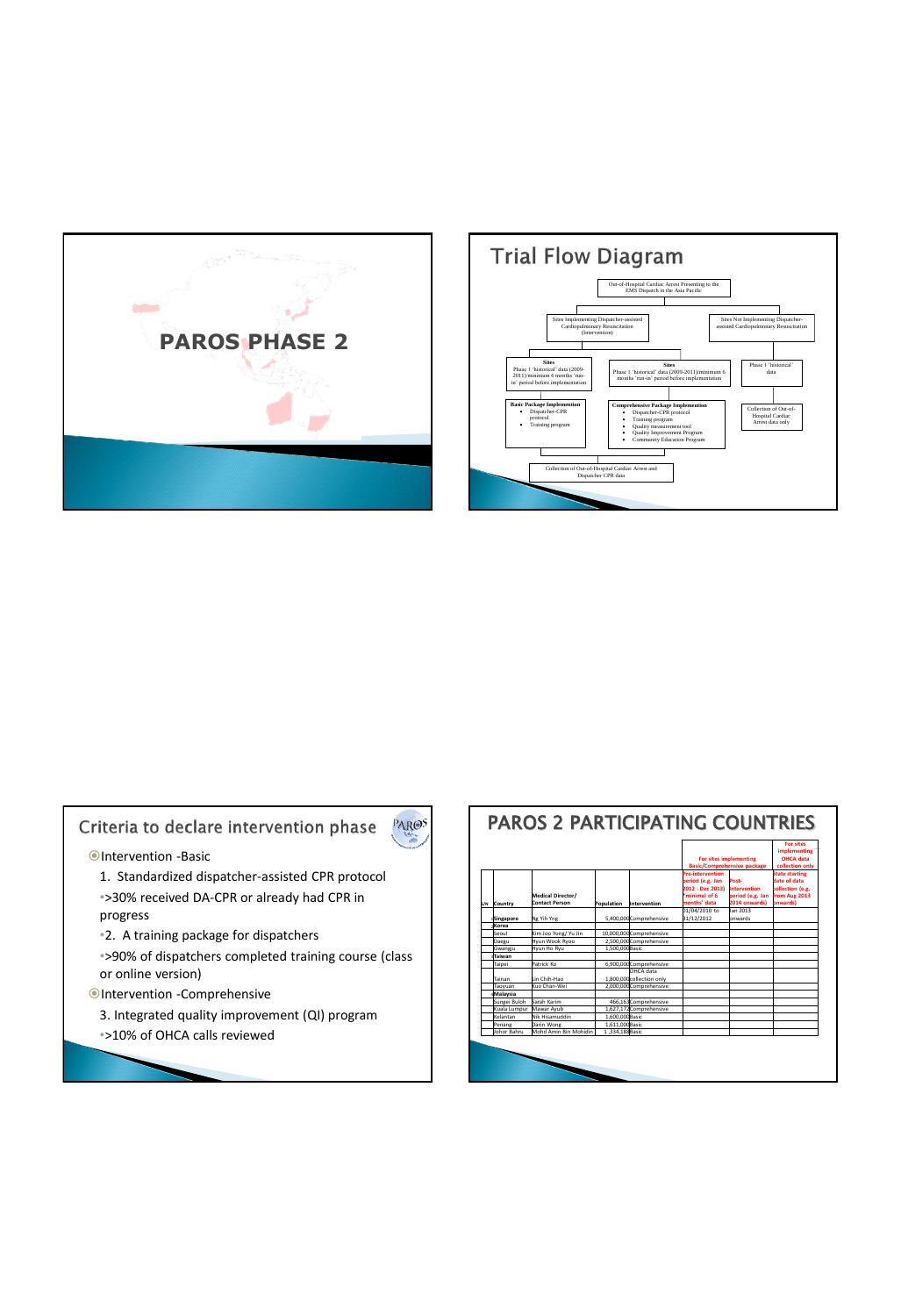# PAROS PHASE 2

## Trial Flow Diagram

Out-of-Hospital Cardiac Arrest Presenting to the EMS Dispatch in the Asia Pacific

- Sites Implementing Dispatcher-assisted Cardiopulmonary Resuscitation (Intervention)
  - **Sites**: Phase 1 'historical' data (2009-2011)/minimum 6 months 'run-in' period before implementation
    - **Basic Package Implemention**
      - Dispatcher-CPR protocol
      - Training program
  - **Sites**: Phase 1 'historical' data (2009-2011)/minimum 6 months 'run-in' period before implementation
    - **Comprehensive Package Implementation**
      - Dispatcher-CPR protocol
      - Training program
      - Quality measurement tool
      - Quality Improvement Program
      - Community Education Program
- Sites Not Implementing Dispatcher-assisted Cardiopulmonary Resuscitation
  - Phase 1 'historical' data
    - Collection of Out-of-Hospital Cardiac Arrest data only

Collection of Out-of-Hospital Cardiac Arrest and Dispatcher CPR data

## Criteria to declare intervention phase

- Intervention -Basic
  1. Standardized dispatcher-assisted CPR protocol
     - >30% received DA-CPR or already had CPR in progress
  2. A training package for dispatchers
     - >90% of dispatchers completed training course (class or online version)
- Intervention -Comprehensive
  3. Integrated quality improvement (QI) program
     - >10% of OHCA calls reviewed

## PAROS 2 PARTICIPATING COUNTRIES

| S/N | Country | Medical Director/ Contact Person | Population | Intervention | For sites implementing Basic/Comprehensive package | | For sites implementing OHCA data collection only |
|---|---|---|---|---|---|---|---|
| | | | | | Pre-intervention period (e.g. Jan 2012 - Dec 2013) *minimal of 6 months' data | Post-intervention period (e.g. Jan 2014 onwards) | State starting date of data collection (e.g. from Aug 2013 onwards) |
| 1 | Singapore | Ng Yih Yng | 5,400,000 | Comprehensive | 01/04/2010 to 31/12/2012 | Jan 2013 onwards | |
| 2 | Korea | | | | | | |
| | Seoul | Kim Joo Yong/ Yu Jin | 10,000,000 | Comprehensive | | | |
| | Daegu | Hyun Wook Ryoo | 2,500,000 | Comprehensive | | | |
| | Gwangju | Hyun Ho Ryu | 1,500,000 | Basic | | | |
| 3 | Taiwan | | | | | | |
| | Taipei | Patrick Ko | 6,900,000 | Comprehensive | | | |
| | Tainan | Lin Chih-Hao | 1,800,000 | OHCA data collection only | | | |
| | Taoyuan | Kuo Chan-Wei | 2,000,000 | Comprehensive | | | |
| 4 | Malaysia | | | | | | |
| | Sungai Buloh | Sarah Karim | 466,163 | Comprehensive | | | |
| | Kuala Lumpur | Mawar Ayub | 1,627,172 | Comprehensive | | | |
| | Kelantan | Nik Hisamuddin | 1,600,000 | Basic | | | |
| | Penang | Darin Wong | 1,611,000 | Basic | | | |
| | Johor Bahru | Mohd Amin Bin Mohidin | 1,334,188 | Basic | | | |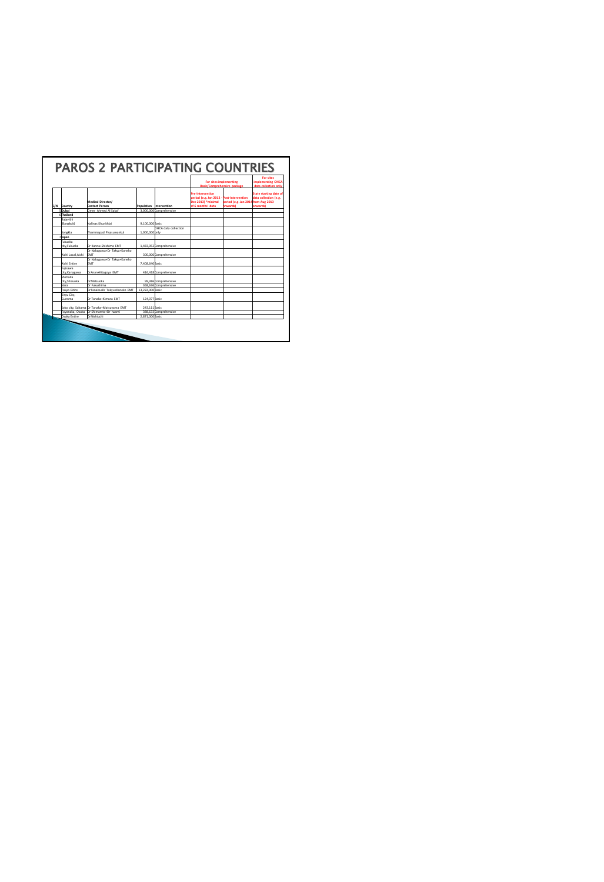# PAROS 2 PARTICIPATING COUNTRIES

| S/N | Country | Medical Director/ Contact Person | Population | Intervention | For sites implementing Basic/Comprehensive package | | For sites implementing OHCA data collection only |
|---|---|---|---|---|---|---|---|
| | | | | | Pre-intervention period (e.g. Jan 2012 - Dec 2013) *minimal of 6 months' data | Post-intervention period (e.g. Jan 2014 onwards) | State starting date of data collection (e.g. from Aug 2013 onwards) |
| 5 | Dubai | Omer Ahmed Al Sakaf | 2,000,000 | comprehensive | | | |
| 6 | Thailand | | | | | | |
| | Rajavithi (Bangkok) | Nalinas Khunkhlai | 9,100,000 | basic | | | |
| | Songkla | Thammapad Piyasuwankul | 1,000,000 | OHCA data collection only | | | |
| 7 | Japan | | | | | | |
| | Fukuoka city,Fukuoka | Dr Kanna+Shishima EMT | 1,483,052 | comprehensive | | | |
| | Aichi Local,Aichi | Dr Nakagawa+Dr Takyu+Kaneko EMT | 300,000 | comprehensive | | | |
| | Aichi Entire | Dr Nakagawa+Dr Takyu+Kaneko EMT | 7,408,640 | basic | | | |
| | Fujisawa city,Kanagawa | Dr Anan+Kitagoya EMT | 416,418 | comprehensive | | | |
| | Shimada city,Shizuoka | Dr Matsuoka | 99,386 | comprehensive | | | |
| | Nara | Dr Fukushima | 368,636 | comprehensive | | | |
| | Tokyo Etire | DrTanaka+Dr Takyu+Kaneko EMT | 13,222,000 | basic | | | |
| | Kiryu City, Gunnma | Dr Tanaka+Kimura EMT | 124,077 | basic | | | |
| | Soka city, Saitama | Dr Tanaka+Matsuyama EMT | 243,111 | basic | | | |
| | Toyonaka, Osaka | Dr Shimamto+Dr Iwami | 388,633 | comprehensive | | | |
| | Osaka Entire | DrNishiuchi | 2,871,000 | basic | | | |